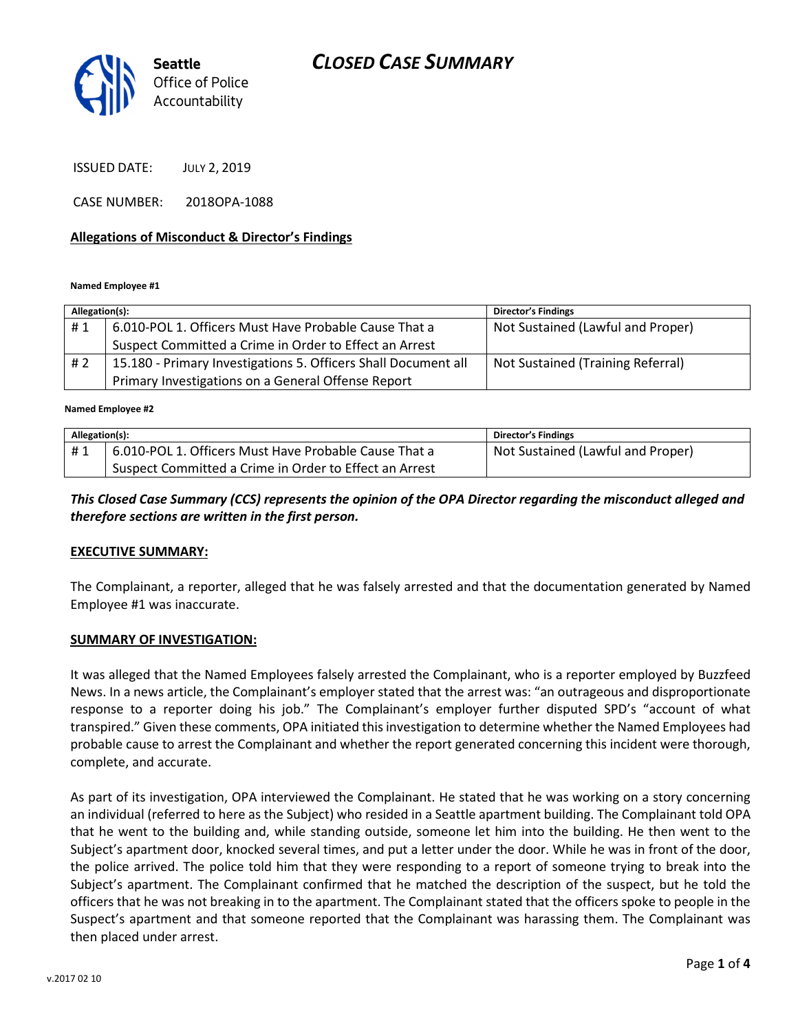# CLOSED CASE SUMMARY

Seattle Office of Police Accountability

ISSUED DATE: JULY 2, 2019

CASE NUMBER: 2018OPA-1088

**Allegations of Misconduct & Director's Findings**

**Named Employee #1**

| Allegation(s): | | Director's Findings |
|---|---|---|
| # 1 | 6.010-POL 1. Officers Must Have Probable Cause That a Suspect Committed a Crime in Order to Effect an Arrest | Not Sustained (Lawful and Proper) |
| # 2 | 15.180 - Primary Investigations 5. Officers Shall Document all Primary Investigations on a General Offense Report | Not Sustained (Training Referral) |

**Named Employee #2**

| Allegation(s): | | Director's Findings |
|---|---|---|
| # 1 | 6.010-POL 1. Officers Must Have Probable Cause That a Suspect Committed a Crime in Order to Effect an Arrest | Not Sustained (Lawful and Proper) |

***This Closed Case Summary (CCS) represents the opinion of the OPA Director regarding the misconduct alleged and therefore sections are written in the first person.***

**EXECUTIVE SUMMARY:**

The Complainant, a reporter, alleged that he was falsely arrested and that the documentation generated by Named Employee #1 was inaccurate.

**SUMMARY OF INVESTIGATION:**

It was alleged that the Named Employees falsely arrested the Complainant, who is a reporter employed by Buzzfeed News. In a news article, the Complainant's employer stated that the arrest was: "an outrageous and disproportionate response to a reporter doing his job." The Complainant's employer further disputed SPD's "account of what transpired." Given these comments, OPA initiated this investigation to determine whether the Named Employees had probable cause to arrest the Complainant and whether the report generated concerning this incident were thorough, complete, and accurate.

As part of its investigation, OPA interviewed the Complainant. He stated that he was working on a story concerning an individual (referred to here as the Subject) who resided in a Seattle apartment building. The Complainant told OPA that he went to the building and, while standing outside, someone let him into the building. He then went to the Subject's apartment door, knocked several times, and put a letter under the door. While he was in front of the door, the police arrived. The police told him that they were responding to a report of someone trying to break into the Subject's apartment. The Complainant confirmed that he matched the description of the suspect, but he told the officers that he was not breaking in to the apartment. The Complainant stated that the officers spoke to people in the Suspect's apartment and that someone reported that the Complainant was harassing them. The Complainant was then placed under arrest.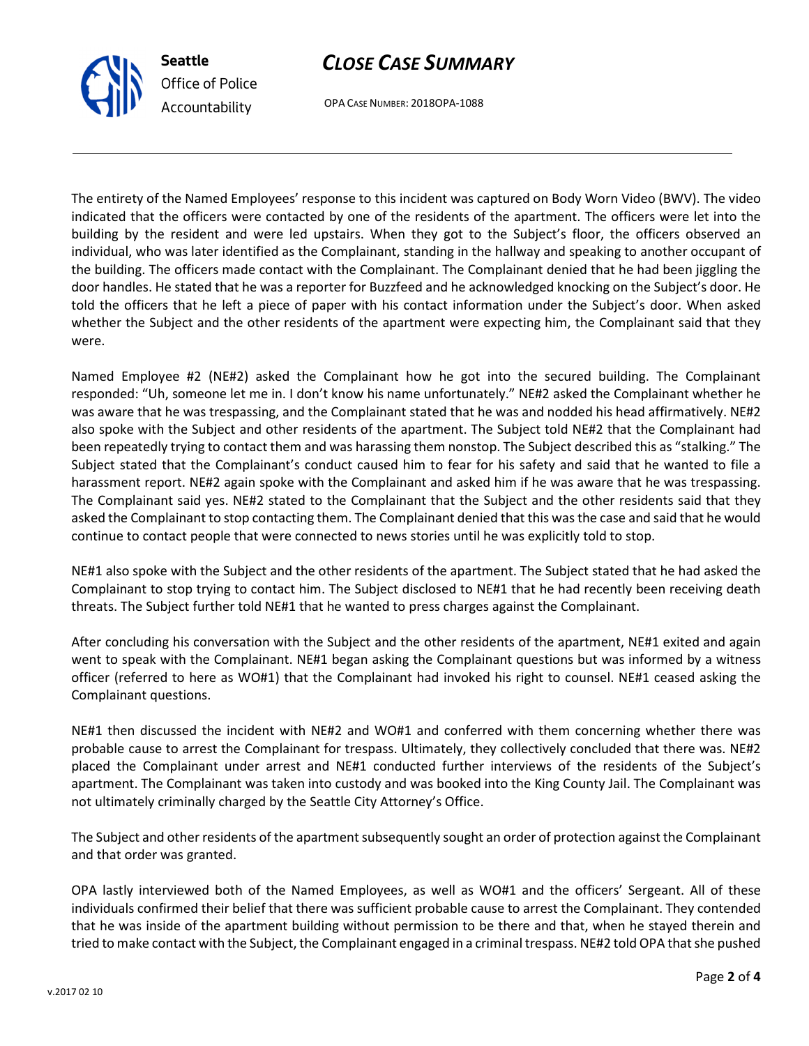The entirety of the Named Employees' response to this incident was captured on Body Worn Video (BWV). The video indicated that the officers were contacted by one of the residents of the apartment. The officers were let into the building by the resident and were led upstairs. When they got to the Subject's floor, the officers observed an individual, who was later identified as the Complainant, standing in the hallway and speaking to another occupant of the building. The officers made contact with the Complainant. The Complainant denied that he had been jiggling the door handles. He stated that he was a reporter for Buzzfeed and he acknowledged knocking on the Subject's door. He told the officers that he left a piece of paper with his contact information under the Subject's door. When asked whether the Subject and the other residents of the apartment were expecting him, the Complainant said that they were.

Named Employee #2 (NE#2) asked the Complainant how he got into the secured building. The Complainant responded: "Uh, someone let me in. I don't know his name unfortunately." NE#2 asked the Complainant whether he was aware that he was trespassing, and the Complainant stated that he was and nodded his head affirmatively. NE#2 also spoke with the Subject and other residents of the apartment. The Subject told NE#2 that the Complainant had been repeatedly trying to contact them and was harassing them nonstop. The Subject described this as "stalking." The Subject stated that the Complainant's conduct caused him to fear for his safety and said that he wanted to file a harassment report. NE#2 again spoke with the Complainant and asked him if he was aware that he was trespassing. The Complainant said yes. NE#2 stated to the Complainant that the Subject and the other residents said that they asked the Complainant to stop contacting them. The Complainant denied that this was the case and said that he would continue to contact people that were connected to news stories until he was explicitly told to stop.

NE#1 also spoke with the Subject and the other residents of the apartment. The Subject stated that he had asked the Complainant to stop trying to contact him. The Subject disclosed to NE#1 that he had recently been receiving death threats. The Subject further told NE#1 that he wanted to press charges against the Complainant.

After concluding his conversation with the Subject and the other residents of the apartment, NE#1 exited and again went to speak with the Complainant. NE#1 began asking the Complainant questions but was informed by a witness officer (referred to here as WO#1) that the Complainant had invoked his right to counsel. NE#1 ceased asking the Complainant questions.

NE#1 then discussed the incident with NE#2 and WO#1 and conferred with them concerning whether there was probable cause to arrest the Complainant for trespass. Ultimately, they collectively concluded that there was. NE#2 placed the Complainant under arrest and NE#1 conducted further interviews of the residents of the Subject's apartment. The Complainant was taken into custody and was booked into the King County Jail. The Complainant was not ultimately criminally charged by the Seattle City Attorney's Office.

The Subject and other residents of the apartment subsequently sought an order of protection against the Complainant and that order was granted.

OPA lastly interviewed both of the Named Employees, as well as WO#1 and the officers' Sergeant. All of these individuals confirmed their belief that there was sufficient probable cause to arrest the Complainant. They contended that he was inside of the apartment building without permission to be there and that, when he stayed therein and tried to make contact with the Subject, the Complainant engaged in a criminal trespass. NE#2 told OPA that she pushed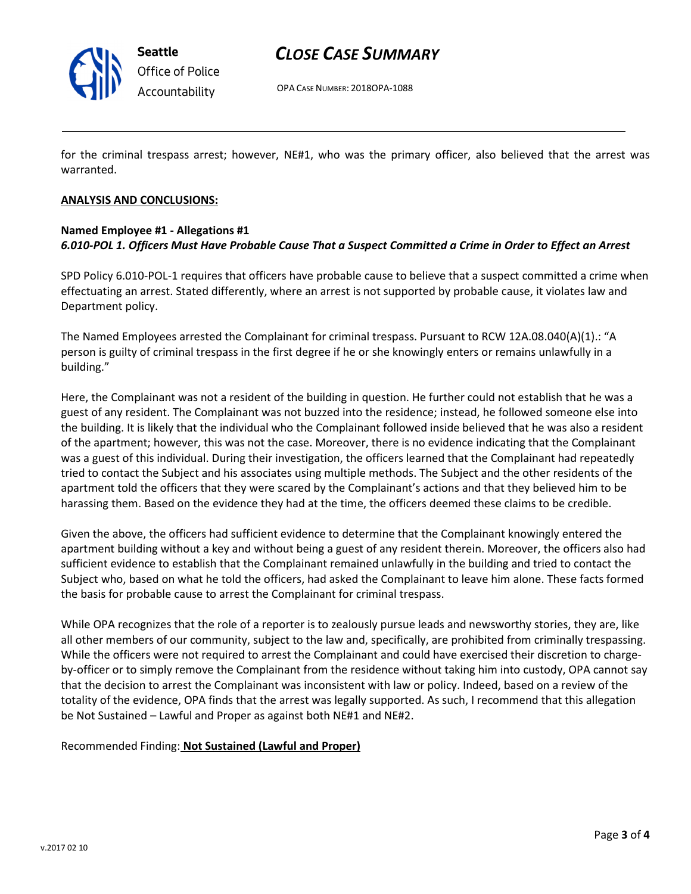for the criminal trespass arrest; however, NE#1, who was the primary officer, also believed that the arrest was warranted.

**ANALYSIS AND CONCLUSIONS:**

**Named Employee #1 - Allegations #1**
***6.010-POL 1. Officers Must Have Probable Cause That a Suspect Committed a Crime in Order to Effect an Arrest***

SPD Policy 6.010-POL-1 requires that officers have probable cause to believe that a suspect committed a crime when effectuating an arrest. Stated differently, where an arrest is not supported by probable cause, it violates law and Department policy.

The Named Employees arrested the Complainant for criminal trespass. Pursuant to RCW 12A.08.040(A)(1).: "A person is guilty of criminal trespass in the first degree if he or she knowingly enters or remains unlawfully in a building."

Here, the Complainant was not a resident of the building in question. He further could not establish that he was a guest of any resident. The Complainant was not buzzed into the residence; instead, he followed someone else into the building. It is likely that the individual who the Complainant followed inside believed that he was also a resident of the apartment; however, this was not the case. Moreover, there is no evidence indicating that the Complainant was a guest of this individual. During their investigation, the officers learned that the Complainant had repeatedly tried to contact the Subject and his associates using multiple methods. The Subject and the other residents of the apartment told the officers that they were scared by the Complainant's actions and that they believed him to be harassing them. Based on the evidence they had at the time, the officers deemed these claims to be credible.

Given the above, the officers had sufficient evidence to determine that the Complainant knowingly entered the apartment building without a key and without being a guest of any resident therein. Moreover, the officers also had sufficient evidence to establish that the Complainant remained unlawfully in the building and tried to contact the Subject who, based on what he told the officers, had asked the Complainant to leave him alone. These facts formed the basis for probable cause to arrest the Complainant for criminal trespass.

While OPA recognizes that the role of a reporter is to zealously pursue leads and newsworthy stories, they are, like all other members of our community, subject to the law and, specifically, are prohibited from criminally trespassing. While the officers were not required to arrest the Complainant and could have exercised their discretion to charge-by-officer or to simply remove the Complainant from the residence without taking him into custody, OPA cannot say that the decision to arrest the Complainant was inconsistent with law or policy. Indeed, based on a review of the totality of the evidence, OPA finds that the arrest was legally supported. As such, I recommend that this allegation be Not Sustained – Lawful and Proper as against both NE#1 and NE#2.

Recommended Finding: **Not Sustained (Lawful and Proper)**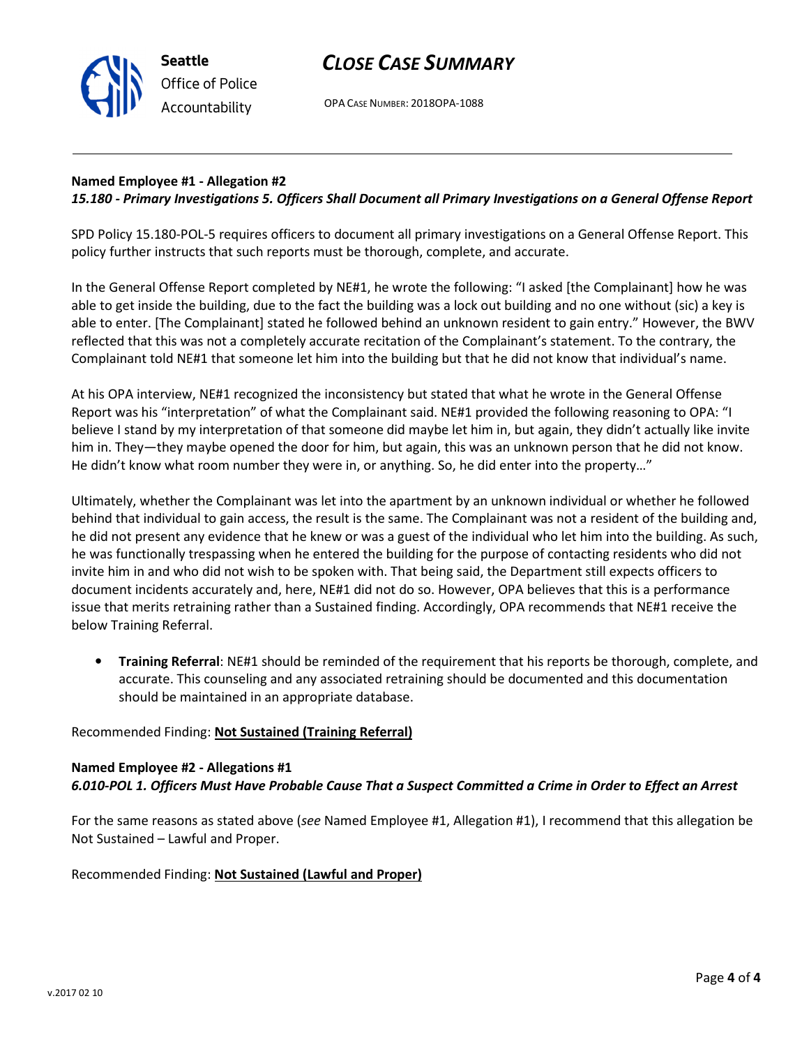**Named Employee #1 - Allegation #2**
***15.180 - Primary Investigations 5. Officers Shall Document all Primary Investigations on a General Offense Report***

SPD Policy 15.180-POL-5 requires officers to document all primary investigations on a General Offense Report. This policy further instructs that such reports must be thorough, complete, and accurate.

In the General Offense Report completed by NE#1, he wrote the following: "I asked [the Complainant] how he was able to get inside the building, due to the fact the building was a lock out building and no one without (sic) a key is able to enter. [The Complainant] stated he followed behind an unknown resident to gain entry." However, the BWV reflected that this was not a completely accurate recitation of the Complainant's statement. To the contrary, the Complainant told NE#1 that someone let him into the building but that he did not know that individual's name.

At his OPA interview, NE#1 recognized the inconsistency but stated that what he wrote in the General Offense Report was his "interpretation" of what the Complainant said. NE#1 provided the following reasoning to OPA: "I believe I stand by my interpretation of that someone did maybe let him in, but again, they didn't actually like invite him in. They—they maybe opened the door for him, but again, this was an unknown person that he did not know. He didn't know what room number they were in, or anything. So, he did enter into the property…"

Ultimately, whether the Complainant was let into the apartment by an unknown individual or whether he followed behind that individual to gain access, the result is the same. The Complainant was not a resident of the building and, he did not present any evidence that he knew or was a guest of the individual who let him into the building. As such, he was functionally trespassing when he entered the building for the purpose of contacting residents who did not invite him in and who did not wish to be spoken with. That being said, the Department still expects officers to document incidents accurately and, here, NE#1 did not do so. However, OPA believes that this is a performance issue that merits retraining rather than a Sustained finding. Accordingly, OPA recommends that NE#1 receive the below Training Referral.

- **Training Referral**: NE#1 should be reminded of the requirement that his reports be thorough, complete, and accurate. This counseling and any associated retraining should be documented and this documentation should be maintained in an appropriate database.

Recommended Finding: **Not Sustained (Training Referral)**

**Named Employee #2 - Allegations #1**
***6.010-POL 1. Officers Must Have Probable Cause That a Suspect Committed a Crime in Order to Effect an Arrest***

For the same reasons as stated above (*see* Named Employee #1, Allegation #1), I recommend that this allegation be Not Sustained – Lawful and Proper.

Recommended Finding: **Not Sustained (Lawful and Proper)**